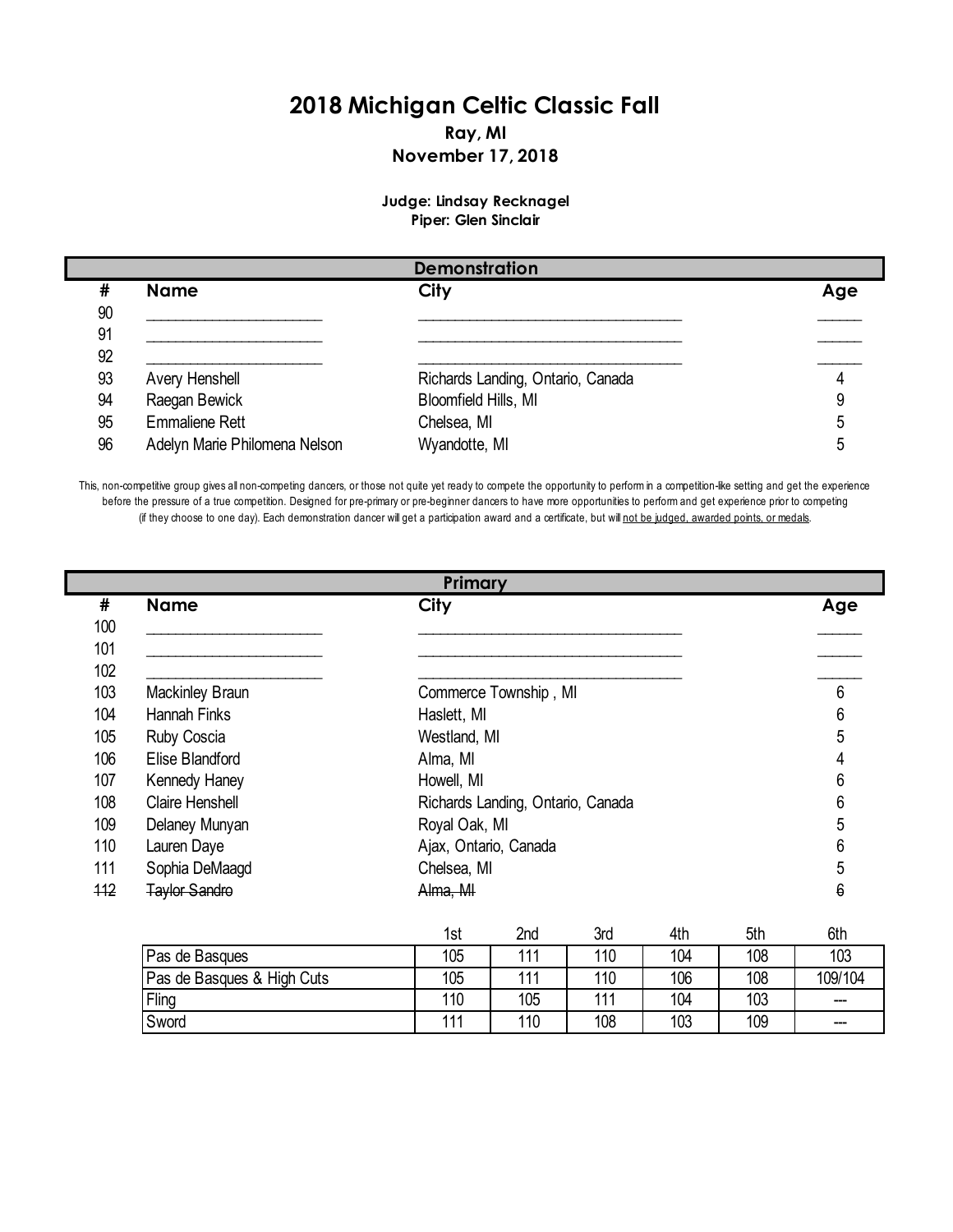# 2018 Michigan Celtic Classic Fall

**Ray, MI**

**November 17, 2018**

**Judge: Lindsay Recknagel**
**Piper: Glen Sinclair**

## Demonstration

| # | Name | City | Age |
|---|---|---|---|
| 90 | ______________________ | ________________________________ | _____ |
| 91 | ______________________ | ________________________________ | _____ |
| 92 | ______________________ | ________________________________ | _____ |
| 93 | Avery Henshell | Richards Landing, Ontario, Canada | 4 |
| 94 | Raegan Bewick | Bloomfield Hills, MI | 9 |
| 95 | Emmaliene Rett | Chelsea, MI | 5 |
| 96 | Adelyn Marie Philomena Nelson | Wyandotte, MI | 5 |

This, non-competitive group gives all non-competing dancers, or those not quite yet ready to compete the opportunity to perform in a competition-like setting and get the experience before the pressure of a true competition. Designed for pre-primary or pre-beginner dancers to have more opportunities to perform and get experience prior to competing (if they choose to one day). Each demonstration dancer will get a participation award and a certificate, but will not be judged, awarded points, or medals.

## Primary

| # | Name | City | Age |
|---|---|---|---|
| 100 | ______________________ | ________________________________ | _____ |
| 101 | ______________________ | ________________________________ | _____ |
| 102 | ______________________ | ________________________________ | _____ |
| 103 | Mackinley Braun | Commerce Township , MI | 6 |
| 104 | Hannah Finks | Haslett, MI | 6 |
| 105 | Ruby Coscia | Westland, MI | 5 |
| 106 | Elise Blandford | Alma, MI | 4 |
| 107 | Kennedy Haney | Howell, MI | 6 |
| 108 | Claire Henshell | Richards Landing, Ontario, Canada | 6 |
| 109 | Delaney Munyan | Royal Oak, MI | 5 |
| 110 | Lauren Daye | Ajax, Ontario, Canada | 6 |
| 111 | Sophia DeMaagd | Chelsea, MI | 5 |
| ~~112~~ | ~~Taylor Sandro~~ | ~~Alma, MI~~ | ~~6~~ |

| | 1st | 2nd | 3rd | 4th | 5th | 6th |
|---|---|---|---|---|---|---|
| Pas de Basques | 105 | 111 | 110 | 104 | 108 | 103 |
| Pas de Basques & High Cuts | 105 | 111 | 110 | 106 | 108 | 109/104 |
| Fling | 110 | 105 | 111 | 104 | 103 | --- |
| Sword | 111 | 110 | 108 | 103 | 109 | --- |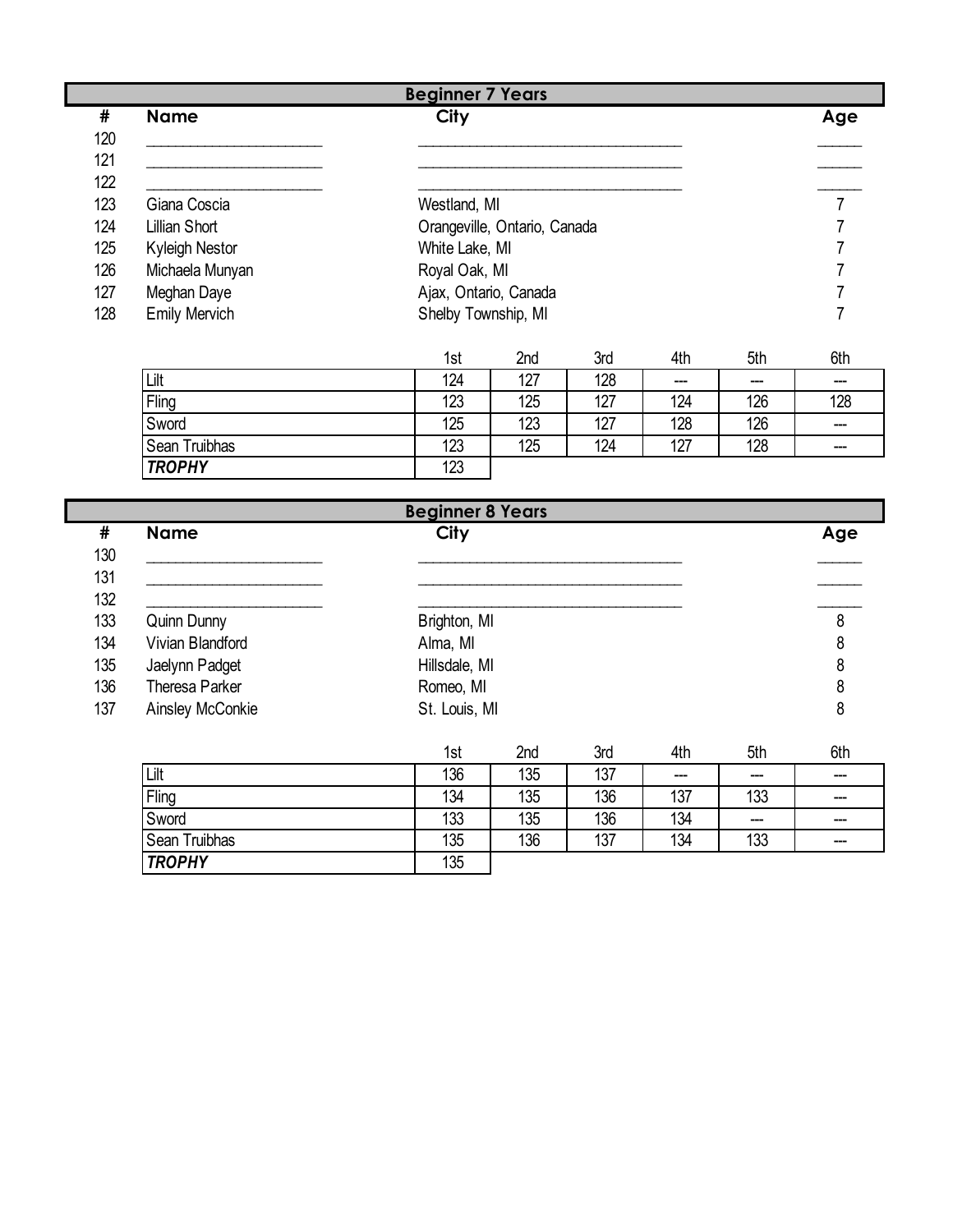## Beginner 7 Years

| # | Name | City | Age |
|---|---|---|---|
| 120 | _______________ | _______________ | _____ |
| 121 | _______________ | _______________ | _____ |
| 122 | _______________ | _______________ | _____ |
| 123 | Giana Coscia | Westland, MI | 7 |
| 124 | Lillian Short | Orangeville, Ontario, Canada | 7 |
| 125 | Kyleigh Nestor | White Lake, MI | 7 |
| 126 | Michaela Munyan | Royal Oak, MI | 7 |
| 127 | Meghan Daye | Ajax, Ontario, Canada | 7 |
| 128 | Emily Mervich | Shelby Township, MI | 7 |

| | 1st | 2nd | 3rd | 4th | 5th | 6th |
|---|---|---|---|---|---|---|
| Lilt | 124 | 127 | 128 | --- | --- | --- |
| Fling | 123 | 125 | 127 | 124 | 126 | 128 |
| Sword | 125 | 123 | 127 | 128 | 126 | --- |
| Sean Truibhas | 123 | 125 | 124 | 127 | 128 | --- |
| ***TROPHY*** | 123 | | | | | |

## Beginner 8 Years

| # | Name | City | Age |
|---|---|---|---|
| 130 | _______________ | _______________ | _____ |
| 131 | _______________ | _______________ | _____ |
| 132 | _______________ | _______________ | _____ |
| 133 | Quinn Dunny | Brighton, MI | 8 |
| 134 | Vivian Blandford | Alma, MI | 8 |
| 135 | Jaelynn Padget | Hillsdale, MI | 8 |
| 136 | Theresa Parker | Romeo, MI | 8 |
| 137 | Ainsley McConkie | St. Louis, MI | 8 |

| | 1st | 2nd | 3rd | 4th | 5th | 6th |
|---|---|---|---|---|---|---|
| Lilt | 136 | 135 | 137 | --- | --- | --- |
| Fling | 134 | 135 | 136 | 137 | 133 | --- |
| Sword | 133 | 135 | 136 | 134 | --- | --- |
| Sean Truibhas | 135 | 136 | 137 | 134 | 133 | --- |
| ***TROPHY*** | 135 | | | | | |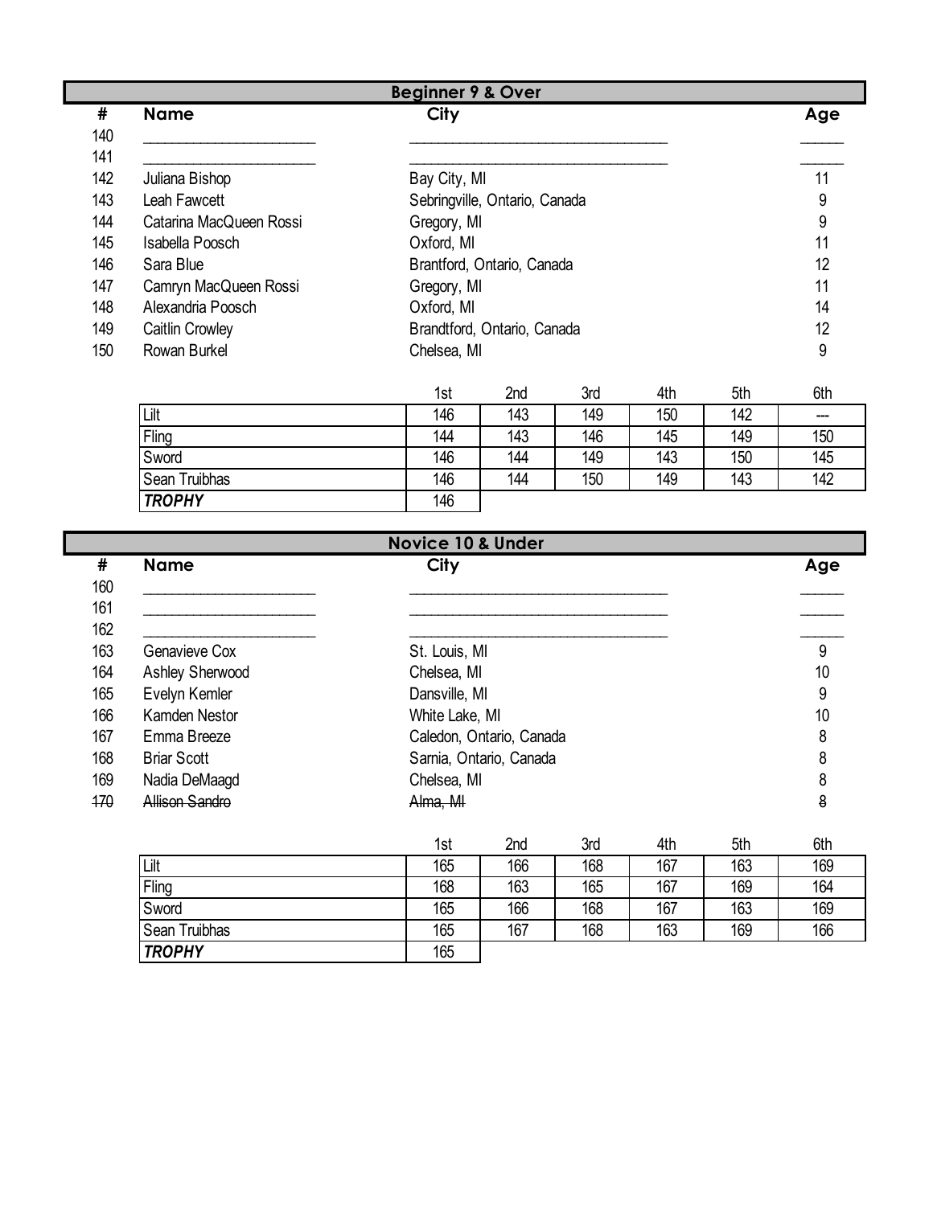## Beginner 9 & Over

| # | Name | City | Age |
|---|---|---|---|
| 140 | ______________________ | __________________________________ | ______ |
| 141 | ______________________ | __________________________________ | ______ |
| 142 | Juliana Bishop | Bay City, MI | 11 |
| 143 | Leah Fawcett | Sebringville, Ontario, Canada | 9 |
| 144 | Catarina MacQueen Rossi | Gregory, MI | 9 |
| 145 | Isabella Poosch | Oxford, MI | 11 |
| 146 | Sara Blue | Brantford, Ontario, Canada | 12 |
| 147 | Camryn MacQueen Rossi | Gregory, MI | 11 |
| 148 | Alexandria Poosch | Oxford, MI | 14 |
| 149 | Caitlin Crowley | Brandtford, Ontario, Canada | 12 |
| 150 | Rowan Burkel | Chelsea, MI | 9 |

| | 1st | 2nd | 3rd | 4th | 5th | 6th |
|---|---|---|---|---|---|---|
| Lilt | 146 | 143 | 149 | 150 | 142 | --- |
| Fling | 144 | 143 | 146 | 145 | 149 | 150 |
| Sword | 146 | 144 | 149 | 143 | 150 | 145 |
| Sean Truibhas | 146 | 144 | 150 | 149 | 143 | 142 |
| ***TROPHY*** | 146 | | | | | |

## Novice 10 & Under

| # | Name | City | Age |
|---|---|---|---|
| 160 | ______________________ | __________________________________ | ______ |
| 161 | ______________________ | __________________________________ | ______ |
| 162 | ______________________ | __________________________________ | ______ |
| 163 | Genavieve Cox | St. Louis, MI | 9 |
| 164 | Ashley Sherwood | Chelsea, MI | 10 |
| 165 | Evelyn Kemler | Dansville, MI | 9 |
| 166 | Kamden Nestor | White Lake, MI | 10 |
| 167 | Emma Breeze | Caledon, Ontario, Canada | 8 |
| 168 | Briar Scott | Sarnia, Ontario, Canada | 8 |
| 169 | Nadia DeMaagd | Chelsea, MI | 8 |
| ~~170~~ | ~~Allison Sandro~~ | ~~Alma, MI~~ | ~~8~~ |

| | 1st | 2nd | 3rd | 4th | 5th | 6th |
|---|---|---|---|---|---|---|
| Lilt | 165 | 166 | 168 | 167 | 163 | 169 |
| Fling | 168 | 163 | 165 | 167 | 169 | 164 |
| Sword | 165 | 166 | 168 | 167 | 163 | 169 |
| Sean Truibhas | 165 | 167 | 168 | 163 | 169 | 166 |
| ***TROPHY*** | 165 | | | | | |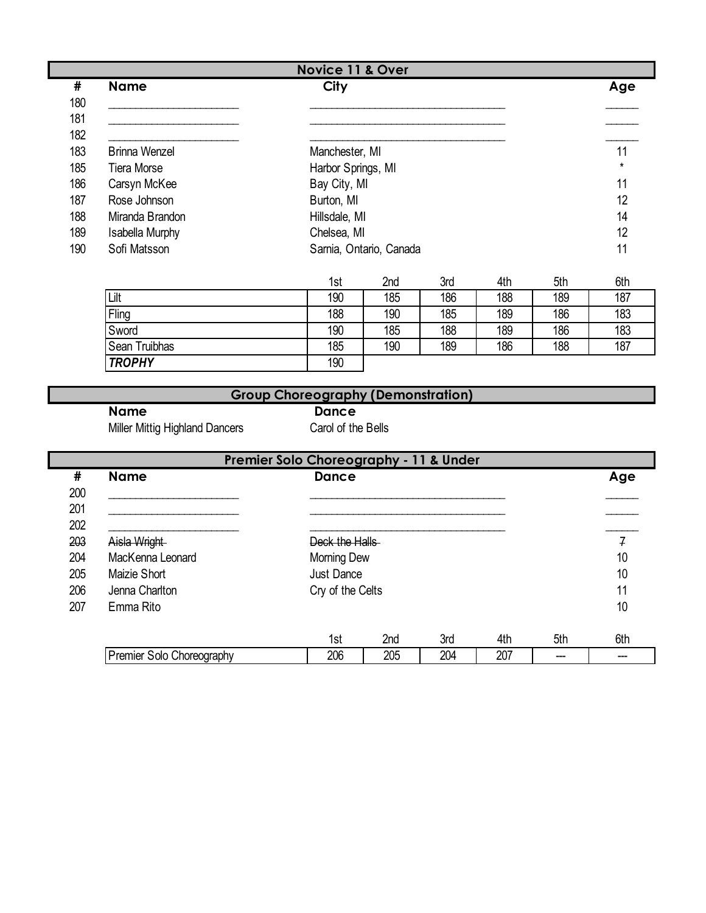## Novice 11 & Over

| # | Name | City | Age |
|---|---|---|---|
| 180 | ______________________ | __________________________________ | ______ |
| 181 | ______________________ | __________________________________ | ______ |
| 182 | ______________________ | __________________________________ | ______ |
| 183 | Brinna Wenzel | Manchester, MI | 11 |
| 185 | Tiera Morse | Harbor Springs, MI | * |
| 186 | Carsyn McKee | Bay City, MI | 11 |
| 187 | Rose Johnson | Burton, MI | 12 |
| 188 | Miranda Brandon | Hillsdale, MI | 14 |
| 189 | Isabella Murphy | Chelsea, MI | 12 |
| 190 | Sofi Matsson | Sarnia, Ontario, Canada | 11 |

| | 1st | 2nd | 3rd | 4th | 5th | 6th |
|---|---|---|---|---|---|---|
| Lilt | 190 | 185 | 186 | 188 | 189 | 187 |
| Fling | 188 | 190 | 185 | 189 | 186 | 183 |
| Sword | 190 | 185 | 188 | 189 | 186 | 183 |
| Sean Truibhas | 185 | 190 | 189 | 186 | 188 | 187 |
| ***TROPHY*** | 190 | | | | | |

## Group Choreography (Demonstration)

| Name | Dance |
|---|---|
| Miller Mittig Highland Dancers | Carol of the Bells |

## Premier Solo Choreography - 11 & Under

| # | Name | Dance | Age |
|---|---|---|---|
| 200 | ______________________ | __________________________________ | ______ |
| 201 | ______________________ | __________________________________ | ______ |
| 202 | ______________________ | __________________________________ | ______ |
| ~~203~~ | ~~Aisla Wright~~ | ~~Deck the Halls~~ | ~~7~~ |
| 204 | MacKenna Leonard | Morning Dew | 10 |
| 205 | Maizie Short | Just Dance | 10 |
| 206 | Jenna Charlton | Cry of the Celts | 11 |
| 207 | Emma Rito | | 10 |

| | 1st | 2nd | 3rd | 4th | 5th | 6th |
|---|---|---|---|---|---|---|
| Premier Solo Choreography | 206 | 205 | 204 | 207 | --- | --- |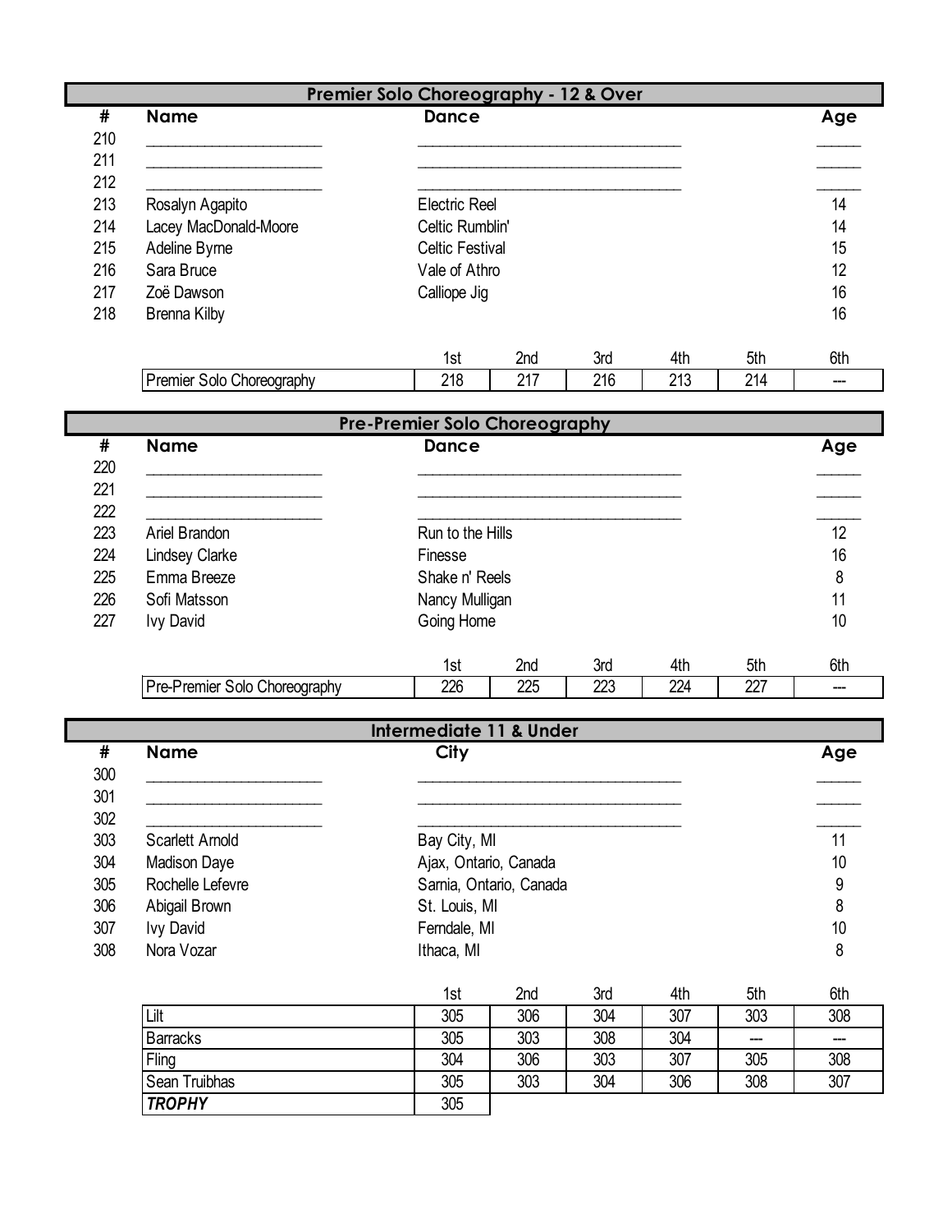## Premier Solo Choreography - 12 & Over

| # | Name | Dance | Age |
|---|---|---|---|
| 210 | ______________________ | ________________________________ | ______ |
| 211 | ______________________ | ________________________________ | ______ |
| 212 | ______________________ | ________________________________ | ______ |
| 213 | Rosalyn Agapito | Electric Reel | 14 |
| 214 | Lacey MacDonald-Moore | Celtic Rumblin' | 14 |
| 215 | Adeline Byrne | Celtic Festival | 15 |
| 216 | Sara Bruce | Vale of Athro | 12 |
| 217 | Zoë Dawson | Calliope Jig | 16 |
| 218 | Brenna Kilby | | 16 |

| | 1st | 2nd | 3rd | 4th | 5th | 6th |
|---|---|---|---|---|---|---|
| Premier Solo Choreography | 218 | 217 | 216 | 213 | 214 | --- |

## Pre-Premier Solo Choreography

| # | Name | Dance | Age |
|---|---|---|---|
| 220 | ______________________ | ________________________________ | ______ |
| 221 | ______________________ | ________________________________ | ______ |
| 222 | ______________________ | ________________________________ | ______ |
| 223 | Ariel Brandon | Run to the Hills | 12 |
| 224 | Lindsey Clarke | Finesse | 16 |
| 225 | Emma Breeze | Shake n' Reels | 8 |
| 226 | Sofi Matsson | Nancy Mulligan | 11 |
| 227 | Ivy David | Going Home | 10 |

| | 1st | 2nd | 3rd | 4th | 5th | 6th |
|---|---|---|---|---|---|---|
| Pre-Premier Solo Choreography | 226 | 225 | 223 | 224 | 227 | --- |

## Intermediate 11 & Under

| # | Name | City | Age |
|---|---|---|---|
| 300 | ______________________ | ________________________________ | ______ |
| 301 | ______________________ | ________________________________ | ______ |
| 302 | ______________________ | ________________________________ | ______ |
| 303 | Scarlett Arnold | Bay City, MI | 11 |
| 304 | Madison Daye | Ajax, Ontario, Canada | 10 |
| 305 | Rochelle Lefevre | Sarnia, Ontario, Canada | 9 |
| 306 | Abigail Brown | St. Louis, MI | 8 |
| 307 | Ivy David | Ferndale, MI | 10 |
| 308 | Nora Vozar | Ithaca, MI | 8 |

| | 1st | 2nd | 3rd | 4th | 5th | 6th |
|---|---|---|---|---|---|---|
| Lilt | 305 | 306 | 304 | 307 | 303 | 308 |
| Barracks | 305 | 303 | 308 | 304 | --- | --- |
| Fling | 304 | 306 | 303 | 307 | 305 | 308 |
| Sean Truibhas | 305 | 303 | 304 | 306 | 308 | 307 |
| ***TROPHY*** | 305 | | | | | |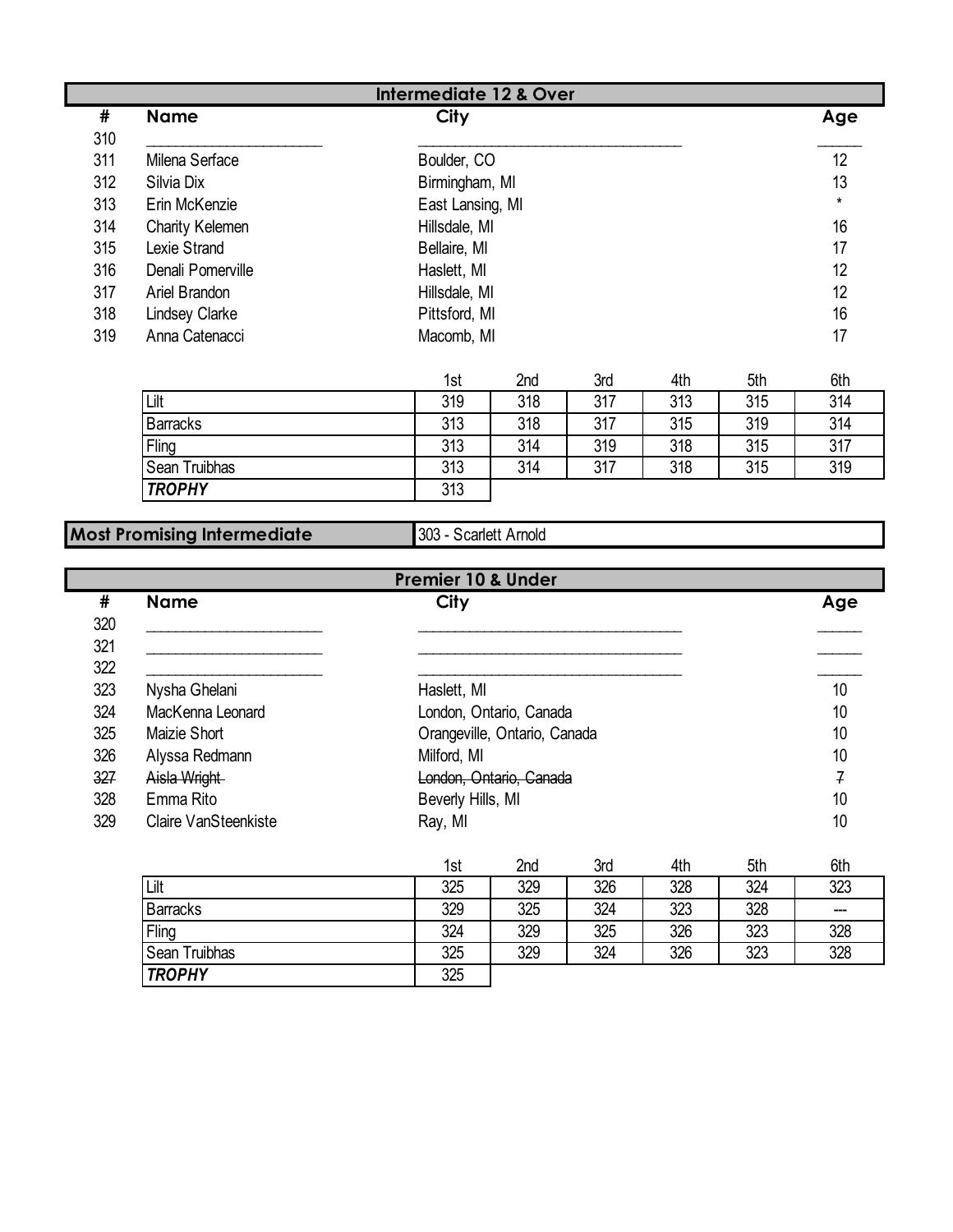## Intermediate 12 & Over

| # | Name | City | Age |
|---|---|---|---|
| 310 | ____________________ | ______________________________ | _____ |
| 311 | Milena Serface | Boulder, CO | 12 |
| 312 | Silvia Dix | Birmingham, MI | 13 |
| 313 | Erin McKenzie | East Lansing, MI | * |
| 314 | Charity Kelemen | Hillsdale, MI | 16 |
| 315 | Lexie Strand | Bellaire, MI | 17 |
| 316 | Denali Pomerville | Haslett, MI | 12 |
| 317 | Ariel Brandon | Hillsdale, MI | 12 |
| 318 | Lindsey Clarke | Pittsford, MI | 16 |
| 319 | Anna Catenacci | Macomb, MI | 17 |

| | 1st | 2nd | 3rd | 4th | 5th | 6th |
|---|---|---|---|---|---|---|
| Lilt | 319 | 318 | 317 | 313 | 315 | 314 |
| Barracks | 313 | 318 | 317 | 315 | 319 | 314 |
| Fling | 313 | 314 | 319 | 318 | 315 | 317 |
| Sean Truibhas | 313 | 314 | 317 | 318 | 315 | 319 |
| ***TROPHY*** | 313 | | | | | |

| **Most Promising Intermediate** | 303 - Scarlett Arnold |
|---|---|

## Premier 10 & Under

| # | Name | City | Age |
|---|---|---|---|
| 320 | ____________________ | ______________________________ | _____ |
| 321 | ____________________ | ______________________________ | _____ |
| 322 | ____________________ | ______________________________ | _____ |
| 323 | Nysha Ghelani | Haslett, MI | 10 |
| 324 | MacKenna Leonard | London, Ontario, Canada | 10 |
| 325 | Maizie Short | Orangeville, Ontario, Canada | 10 |
| 326 | Alyssa Redmann | Milford, MI | 10 |
| ~~327~~ | ~~Aisla Wright~~ | ~~London, Ontario, Canada~~ | ~~7~~ |
| 328 | Emma Rito | Beverly Hills, MI | 10 |
| 329 | Claire VanSteenkiste | Ray, MI | 10 |

| | 1st | 2nd | 3rd | 4th | 5th | 6th |
|---|---|---|---|---|---|---|
| Lilt | 325 | 329 | 326 | 328 | 324 | 323 |
| Barracks | 329 | 325 | 324 | 323 | 328 | --- |
| Fling | 324 | 329 | 325 | 326 | 323 | 328 |
| Sean Truibhas | 325 | 329 | 324 | 326 | 323 | 328 |
| ***TROPHY*** | 325 | | | | | |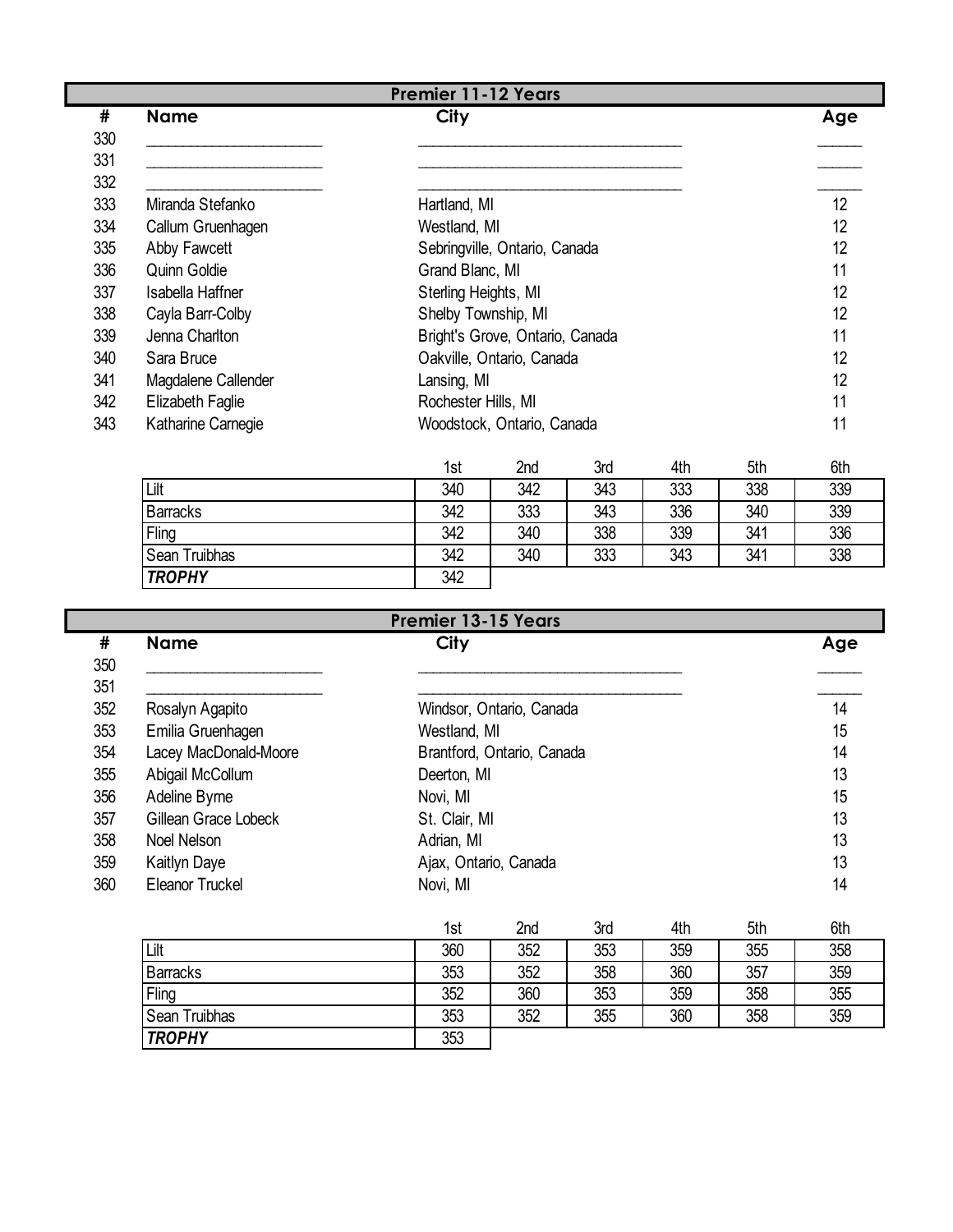## Premier 11-12 Years

| # | Name | City | Age |
|---|---|---|---|
| 330 | ______________________ | ______________________________ | _____ |
| 331 | ______________________ | ______________________________ | _____ |
| 332 | ______________________ | ______________________________ | _____ |
| 333 | Miranda Stefanko | Hartland, MI | 12 |
| 334 | Callum Gruenhagen | Westland, MI | 12 |
| 335 | Abby Fawcett | Sebringville, Ontario, Canada | 12 |
| 336 | Quinn Goldie | Grand Blanc, MI | 11 |
| 337 | Isabella Haffner | Sterling Heights, MI | 12 |
| 338 | Cayla Barr-Colby | Shelby Township, MI | 12 |
| 339 | Jenna Charlton | Bright's Grove, Ontario, Canada | 11 |
| 340 | Sara Bruce | Oakville, Ontario, Canada | 12 |
| 341 | Magdalene Callender | Lansing, MI | 12 |
| 342 | Elizabeth Faglie | Rochester Hills, MI | 11 |
| 343 | Katharine Carnegie | Woodstock, Ontario, Canada | 11 |

| | 1st | 2nd | 3rd | 4th | 5th | 6th |
|---|---|---|---|---|---|---|
| Lilt | 340 | 342 | 343 | 333 | 338 | 339 |
| Barracks | 342 | 333 | 343 | 336 | 340 | 339 |
| Fling | 342 | 340 | 338 | 339 | 341 | 336 |
| Sean Truibhas | 342 | 340 | 333 | 343 | 341 | 338 |
| ***TROPHY*** | 342 | | | | | |

## Premier 13-15 Years

| # | Name | City | Age |
|---|---|---|---|
| 350 | ______________________ | ______________________________ | _____ |
| 351 | ______________________ | ______________________________ | _____ |
| 352 | Rosalyn Agapito | Windsor, Ontario, Canada | 14 |
| 353 | Emilia Gruenhagen | Westland, MI | 15 |
| 354 | Lacey MacDonald-Moore | Brantford, Ontario, Canada | 14 |
| 355 | Abigail McCollum | Deerton, MI | 13 |
| 356 | Adeline Byrne | Novi, MI | 15 |
| 357 | Gillean Grace Lobeck | St. Clair, MI | 13 |
| 358 | Noel Nelson | Adrian, MI | 13 |
| 359 | Kaitlyn Daye | Ajax, Ontario, Canada | 13 |
| 360 | Eleanor Truckel | Novi, MI | 14 |

| | 1st | 2nd | 3rd | 4th | 5th | 6th |
|---|---|---|---|---|---|---|
| Lilt | 360 | 352 | 353 | 359 | 355 | 358 |
| Barracks | 353 | 352 | 358 | 360 | 357 | 359 |
| Fling | 352 | 360 | 353 | 359 | 358 | 355 |
| Sean Truibhas | 353 | 352 | 355 | 360 | 358 | 359 |
| ***TROPHY*** | 353 | | | | | |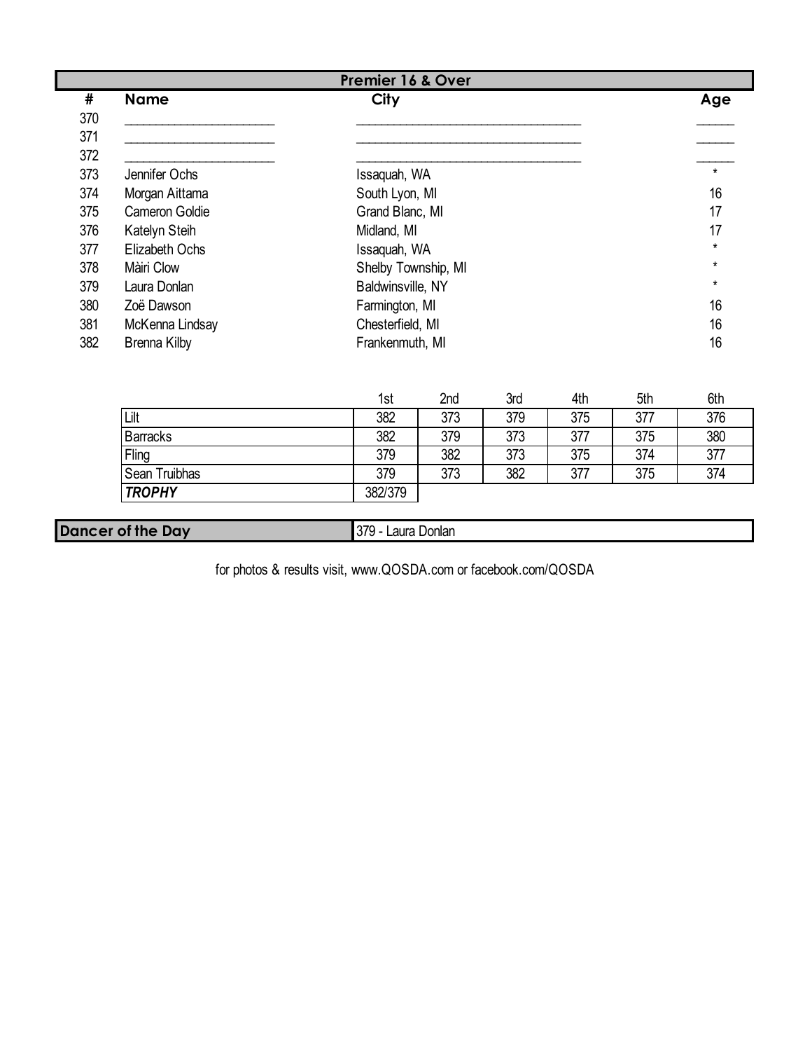## Premier 16 & Over

| # | Name | City | Age |
|---|---|---|---|
| 370 | ______________________ | ________________________________ | ______ |
| 371 | ______________________ | ________________________________ | ______ |
| 372 | ______________________ | ________________________________ | ______ |
| 373 | Jennifer Ochs | Issaquah, WA | * |
| 374 | Morgan Aittama | South Lyon, MI | 16 |
| 375 | Cameron Goldie | Grand Blanc, MI | 17 |
| 376 | Katelyn Steih | Midland, MI | 17 |
| 377 | Elizabeth Ochs | Issaquah, WA | * |
| 378 | Màiri Clow | Shelby Township, MI | * |
| 379 | Laura Donlan | Baldwinsville, NY | * |
| 380 | Zoë Dawson | Farmington, MI | 16 |
| 381 | McKenna Lindsay | Chesterfield, MI | 16 |
| 382 | Brenna Kilby | Frankenmuth, MI | 16 |

| | 1st | 2nd | 3rd | 4th | 5th | 6th |
|---|---|---|---|---|---|---|
| Lilt | 382 | 373 | 379 | 375 | 377 | 376 |
| Barracks | 382 | 379 | 373 | 377 | 375 | 380 |
| Fling | 379 | 382 | 373 | 375 | 374 | 377 |
| Sean Truibhas | 379 | 373 | 382 | 377 | 375 | 374 |
| ***TROPHY*** | 382/379 | | | | | |

| **Dancer of the Day** | 379 - Laura Donlan |
|---|---|

for photos & results visit, www.QOSDA.com or facebook.com/QOSDA